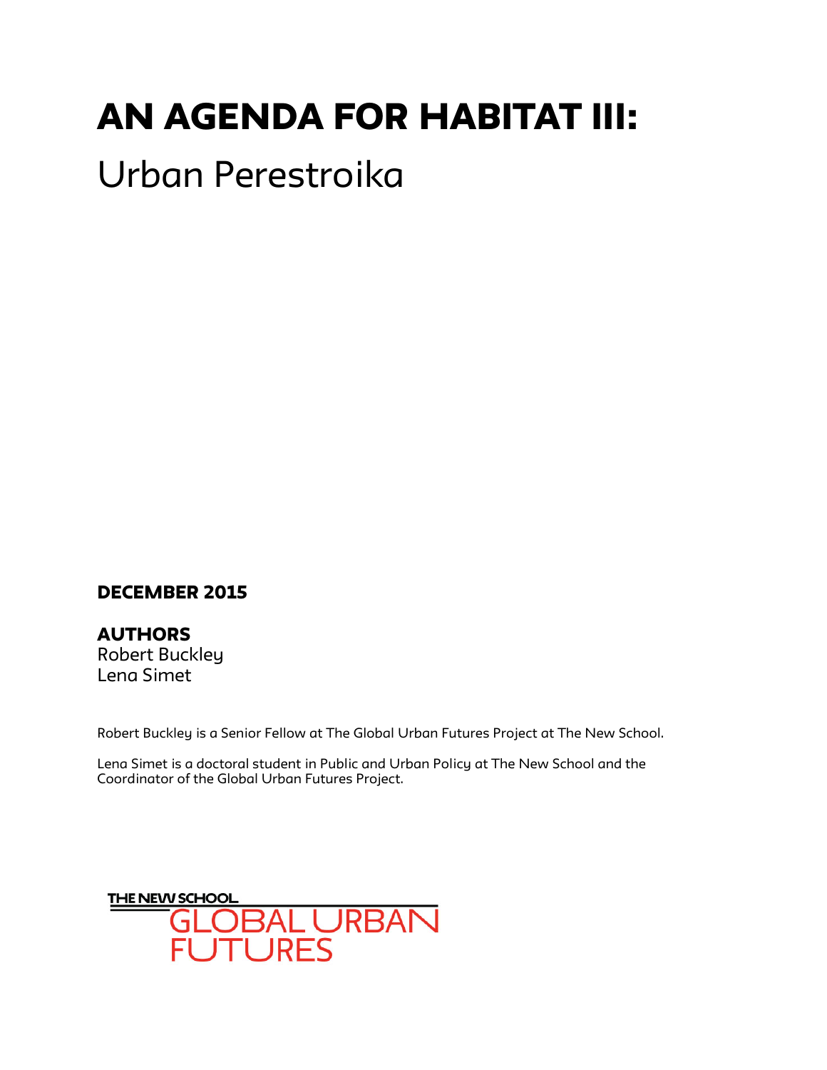# AN AGENDA FOR HABITAT III:

## Urban Perestroika

**DECEMBER 2015**

**AUTHORS**
Robert Buckley
Lena Simet

Robert Buckley is a Senior Fellow at The Global Urban Futures Project at The New School.

Lena Simet is a doctoral student in Public and Urban Policy at The New School and the Coordinator of the Global Urban Futures Project.

THE NEW SCHOOL
GLOBAL URBAN FUTURES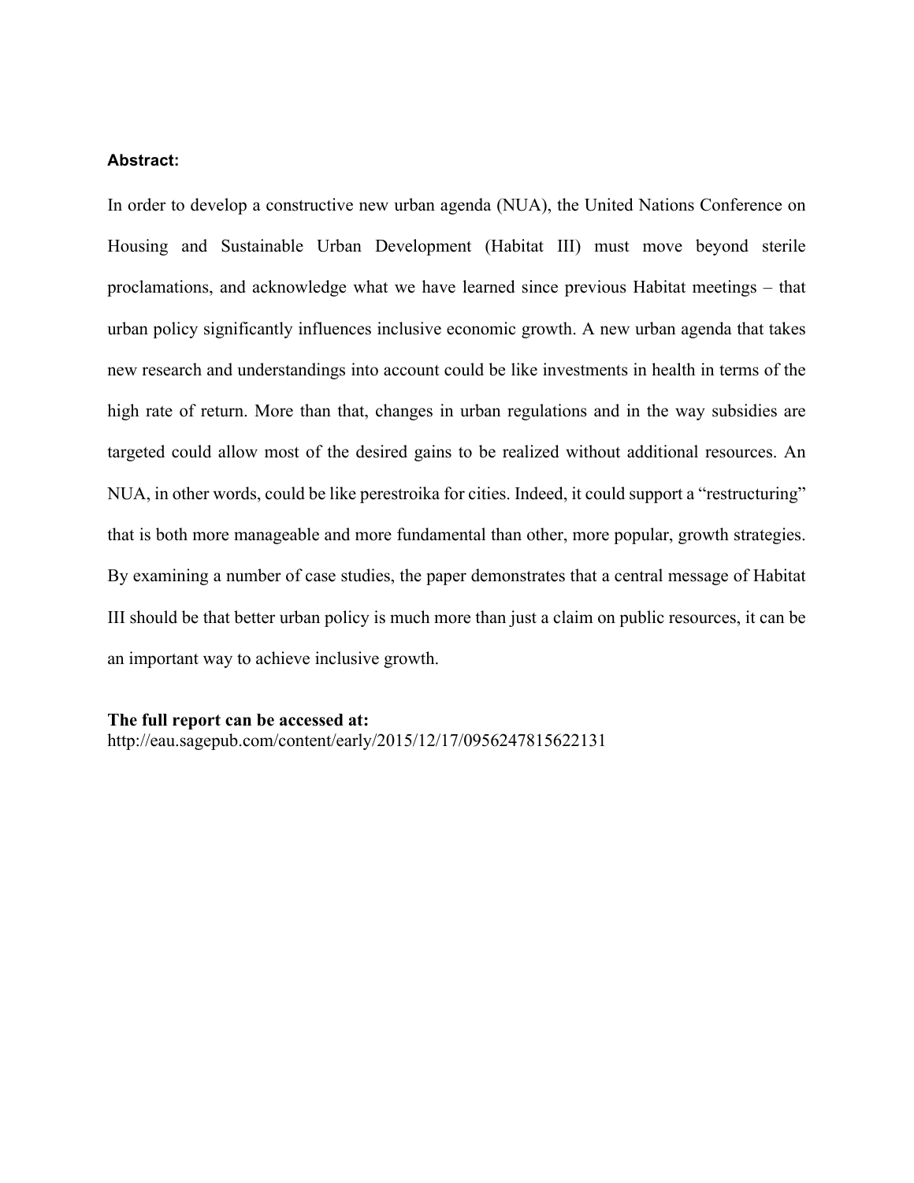**Abstract:**

In order to develop a constructive new urban agenda (NUA), the United Nations Conference on Housing and Sustainable Urban Development (Habitat III) must move beyond sterile proclamations, and acknowledge what we have learned since previous Habitat meetings – that urban policy significantly influences inclusive economic growth. A new urban agenda that takes new research and understandings into account could be like investments in health in terms of the high rate of return. More than that, changes in urban regulations and in the way subsidies are targeted could allow most of the desired gains to be realized without additional resources. An NUA, in other words, could be like perestroika for cities. Indeed, it could support a "restructuring" that is both more manageable and more fundamental than other, more popular, growth strategies. By examining a number of case studies, the paper demonstrates that a central message of Habitat III should be that better urban policy is much more than just a claim on public resources, it can be an important way to achieve inclusive growth.

**The full report can be accessed at:**
http://eau.sagepub.com/content/early/2015/12/17/0956247815622131